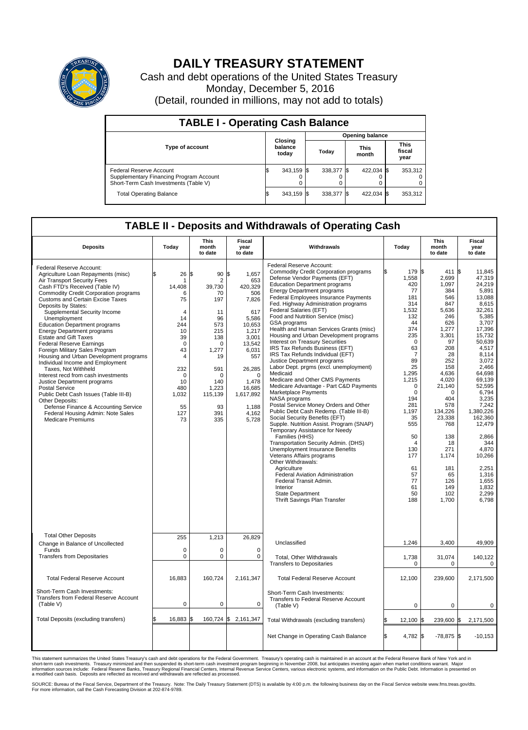# DAILY TREASURY STATEMENT

Cash and debt operations of the United States Treasury

Monday, December 5, 2016

(Detail, rounded in millions, may not add to totals)

## TABLE I - Operating Cash Balance

| Type of account | Closing balance today | Opening balance Today | Opening balance This month | Opening balance This fiscal year |
|---|---|---|---|---|
| Federal Reserve Account | $ 343,159 | $ 338,377 | $ 422,034 | $ 353,312 |
| Supplementary Financing Program Account | 0 | 0 | 0 | 0 |
| Short-Term Cash Investments (Table V) | 0 | 0 | 0 | 0 |
| Total Operating Balance | $ 343,159 | $ 338,377 | $ 422,034 | $ 353,312 |

## TABLE II - Deposits and Withdrawals of Operating Cash

| Deposits | Today | This month to date | Fiscal year to date |
|---|---|---|---|
| Federal Reserve Account: | | | |
| Agriculture Loan Repayments (misc) | $ 26 | $ 90 | $ 1,657 |
| Air Transport Security Fees | 1 | 2 | 653 |
| Cash FTD's Received (Table IV) | 14,408 | 39,730 | 420,329 |
| Commodity Credit Corporation programs | 6 | 70 | 506 |
| Customs and Certain Excise Taxes | 75 | 197 | 7,826 |
| Deposits by States: | | | |
| Supplemental Security Income | 4 | 11 | 617 |
| Unemployment | 14 | 96 | 5,586 |
| Education Department programs | 244 | 573 | 10,653 |
| Energy Department programs | 10 | 215 | 1,217 |
| Estate and Gift Taxes | 39 | 138 | 3,001 |
| Federal Reserve Earnings | 0 | 0 | 13,542 |
| Foreign Military Sales Program | 43 | 1,277 | 6,031 |
| Housing and Urban Development programs | 4 | 19 | 557 |
| Individual Income and Employment Taxes, Not Withheld | 232 | 591 | 26,285 |
| Interest recd from cash investments | 0 | 0 | 0 |
| Justice Department programs | 10 | 140 | 1,478 |
| Postal Service | 480 | 1,223 | 16,685 |
| Public Debt Cash Issues (Table III-B) | 1,032 | 115,139 | 1,617,892 |
| Other Deposits: | | | |
| Defense Finance & Accounting Service | 55 | 93 | 1,188 |
| Federal Housing Admin: Note Sales | 127 | 391 | 4,162 |
| Medicare Premiums | 73 | 335 | 5,728 |
| Total Other Deposits | 255 | 1,213 | 26,829 |
| Change in Balance of Uncollected Funds | 0 | 0 | 0 |
| Transfers from Depositaries | 0 | 0 | 0 |
| Total Federal Reserve Account | 16,883 | 160,724 | 2,161,347 |
| Short-Term Cash Investments: Transfers from Federal Reserve Account (Table V) | 0 | 0 | 0 |
| Total Deposits (excluding transfers) | $ 16,883 | $ 160,724 | $ 2,161,347 |

| Withdrawals | Today | This month to date | Fiscal year to date |
|---|---|---|---|
| Federal Reserve Account: | | | |
| Commodity Credit Corporation programs | $ 179 | $ 411 | $ 11,845 |
| Defense Vendor Payments (EFT) | 1,558 | 2,699 | 47,319 |
| Education Department programs | 420 | 1,097 | 24,219 |
| Energy Department programs | 77 | 384 | 5,891 |
| Federal Employees Insurance Payments | 181 | 546 | 13,088 |
| Fed. Highway Administration programs | 314 | 847 | 8,615 |
| Federal Salaries (EFT) | 1,532 | 5,636 | 32,261 |
| Food and Nutrition Service (misc) | 132 | 246 | 5,385 |
| GSA programs | 44 | 626 | 3,707 |
| Health and Human Services Grants (misc) | 374 | 1,277 | 17,396 |
| Housing and Urban Development programs | 235 | 3,301 | 15,732 |
| Interest on Treasury Securities | 0 | 97 | 50,639 |
| IRS Tax Refunds Business (EFT) | 63 | 208 | 4,517 |
| IRS Tax Refunds Individual (EFT) | 7 | 28 | 8,114 |
| Justice Department programs | 89 | 252 | 3,072 |
| Labor Dept. prgms (excl. unemployment) | 25 | 158 | 2,466 |
| Medicaid | 1,295 | 4,636 | 64,698 |
| Medicare and Other CMS Payments | 1,215 | 4,020 | 69,139 |
| Medicare Advantage - Part C&D Payments | 0 | 21,140 | 52,595 |
| Marketplace Payments | 0 | 0 | 6,794 |
| NASA programs | 194 | 404 | 3,235 |
| Postal Service Money Orders and Other | 281 | 578 | 7,242 |
| Public Debt Cash Redemp. (Table III-B) | 1,197 | 134,226 | 1,380,226 |
| Social Security Benefits (EFT) | 35 | 23,338 | 162,360 |
| Supple. Nutrition Assist. Program (SNAP) | 555 | 768 | 12,479 |
| Temporary Assistance for Needy Families (HHS) | 50 | 138 | 2,866 |
| Transportation Security Admin. (DHS) | 4 | 18 | 344 |
| Unemployment Insurance Benefits | 130 | 271 | 4,870 |
| Veterans Affairs programs | 177 | 1,174 | 10,266 |
| Other Withdrawals: | | | |
| Agriculture | 61 | 181 | 2,251 |
| Federal Aviation Administration | 57 | 65 | 1,316 |
| Federal Transit Admin. | 77 | 126 | 1,655 |
| Interior | 61 | 149 | 1,832 |
| State Department | 50 | 102 | 2,299 |
| Thrift Savings Plan Transfer | 188 | 1,700 | 6,798 |
| Unclassified | 1,246 | 3,400 | 49,909 |
| Total, Other Withdrawals | 1,738 | 31,074 | 140,122 |
| Transfers to Depositaries | 0 | 0 | 0 |
| Total Federal Reserve Account | 12,100 | 239,600 | 2,171,500 |
| Short-Term Cash Investments: Transfers to Federal Reserve Account (Table V) | 0 | 0 | 0 |
| Total Withdrawals (excluding transfers) | $ 12,100 | $ 239,600 | $ 2,171,500 |
| Net Change in Operating Cash Balance | $ 4,782 | $ -78,875 | $ -10,153 |

This statement summarizes the United States Treasury's cash and debt operations for the Federal Government. Treasury's operating cash is maintained in an account at the Federal Reserve Bank of New York and in short-term cash investments. Treasury minimized and then suspended its short-term cash investment program beginning in November 2008, but anticipates investing again when market conditions warrant. Major information sources include: Federal Reserve Banks, Treasury Regional Financial Centers, Internal Revenue Service Centers, various electronic systems, and information on the Public Debt. Information is presented on a modified cash basis. Deposits are reflected as received and withdrawals are reflected as processed.

SOURCE: Bureau of the Fiscal Service, Department of the Treasury. Note: The Daily Treasury Statement (DTS) is available by 4:00 p.m. the following business day on the Fiscal Service website www.fms.treas.gov/dts. For more information, call the Cash Forecasting Division at 202-874-9789.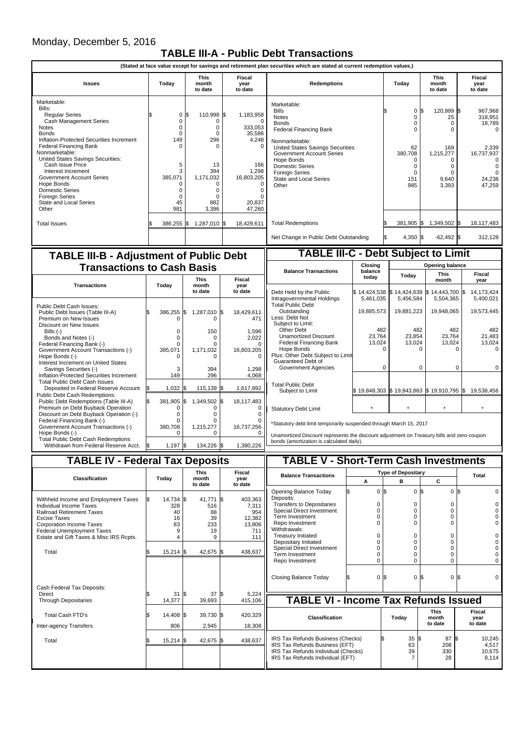Monday, December 5, 2016

# TABLE III-A - Public Debt Transactions

(Stated at face value except for savings and retirement plan securities which are stated at current redemption values.)

| Issues | Today | This month to date | Fiscal year to date |
|---|---|---|---|
| Marketable: | | | |
| Bills: | | | |
| Regular Series | $ 0 | $ 110,998 | $ 1,183,958 |
| Cash Management Series | 0 | 0 | 0 |
| Notes | 0 | 0 | 333,053 |
| Bonds | 0 | 0 | 35,586 |
| Inflation-Protected Securities Increment | 149 | 296 | 4,248 |
| Federal Financing Bank | 0 | 0 | 0 |
| Nonmarketable: | | | |
| United States Savings Securities: | | | |
| Cash Issue Price | 5 | 13 | 166 |
| Interest Increment | 3 | 394 | 1,298 |
| Government Account Series | 385,071 | 1,171,032 | 16,803,205 |
| Hope Bonds | 0 | 0 | 0 |
| Domestic Series | 0 | 0 | 0 |
| Foreign Series | 0 | 0 | 0 |
| State and Local Series | 45 | 882 | 20,837 |
| Other | 981 | 3,396 | 47,260 |
| Total Issues | $ 386,255 | $ 1,287,010 | $ 18,429,611 |

| Redemptions | Today | This month to date | Fiscal year to date |
|---|---|---|---|
| Marketable: | | | |
| Bills | $ 0 | $ 120,999 | $ 967,968 |
| Notes | 0 | 25 | 318,951 |
| Bonds | 0 | 0 | 18,789 |
| Federal Financing Bank | 0 | 0 | 0 |
| Nonmarketable: | | | |
| United States Savings Securities | 62 | 169 | 2,339 |
| Government Account Series | 380,708 | 1,215,277 | 16,737,937 |
| Hope Bonds | 0 | 0 | 0 |
| Domestic Series | 0 | 0 | 0 |
| Foreign Series | 0 | 0 | 0 |
| State and Local Series | 151 | 9,640 | 24,238 |
| Other | 985 | 3,393 | 47,259 |
| Total Redemptions | $ 381,905 | $ 1,349,502 | $ 18,117,483 |
| Net Change in Public Debt Outstanding | $ 4,350 | $ -62,492 | $ 312,128 |

# TABLE III-B - Adjustment of Public Debt Transactions to Cash Basis

| Transactions | Today | This month to date | Fiscal year to date |
|---|---|---|---|
| Public Debt Cash Issues: | | | |
| Public Debt Issues (Table III-A) | $ 386,255 | $ 1,287,010 | $ 18,429,611 |
| Premium on New Issues | 0 | 0 | 471 |
| Discount on New Issues: | | | |
| Bills (-) | 0 | 150 | 1,596 |
| Bonds and Notes (-) | 0 | 0 | 2,022 |
| Federal Financing Bank (-) | 0 | 0 | 0 |
| Government Account Transactions (-) | 385,071 | 1,171,032 | 16,803,205 |
| Hope Bonds (-) | 0 | 0 | 0 |
| Interest Increment on United States Savings Securities (-) | 3 | 394 | 1,298 |
| Inflation-Protected Securities Increment | 149 | 296 | 4,068 |
| Total Public Debt Cash Issues Deposited in Federal Reserve Account | $ 1,032 | $ 115,139 | $ 1,617,892 |
| Public Debt Cash Redemptions: | | | |
| Public Debt Redemptions (Table III-A) | $ 381,905 | $ 1,349,502 | $ 18,117,483 |
| Premium on Debt Buyback Operation | 0 | 0 | 0 |
| Discount on Debt Buyback Operation (-) | 0 | 0 | 0 |
| Federal Financing Bank (-) | 0 | 0 | 0 |
| Government Account Transactions (-) | 380,708 | 1,215,277 | 16,737,256 |
| Hope Bonds (-) | 0 | 0 | 0 |
| Total Public Debt Cash Redemptions Withdrawn from Federal Reserve Acct. | $ 1,197 | $ 134,226 | $ 1,380,226 |

# TABLE III-C - Debt Subject to Limit

| Balance Transactions | Closing balance today | Opening balance Today | Opening balance This month | Opening balance Fiscal year |
|---|---|---|---|---|
| Debt Held by the Public | $ 14,424,538 | $ 14,424,639 | $ 14,443,700 | $ 14,173,424 |
| Intragovernmental Holdings | 5,461,035 | 5,456,584 | 5,504,365 | 5,400,021 |
| Total Public Debt Outstanding | 19,885,573 | 19,881,223 | 19,948,065 | 19,573,445 |
| Less: Debt Not Subject to Limit: | | | | |
| Other Debt | 482 | 482 | 482 | 482 |
| Unamortized Discount | 23,764 | 23,854 | 23,764 | 21,483 |
| Federal Financing Bank | 13,024 | 13,024 | 13,024 | 13,024 |
| Hope Bonds | 0 | 0 | 0 | 0 |
| Plus: Other Debt Subject to Limit | | | | |
| Guaranteed Debt of Government Agencies | 0 | 0 | 0 | 0 |
| Total Public Debt Subject to Limit | $ 19,848,303 | $ 19,843,863 | $ 19,910,795 | $ 19,538,456 |
| Statutory Debt Limit | * | * | * | * |

*Statutory debt limit temporarily suspended through March 15, 2017

Unamortized Discount represents the discount adjustment on Treasury bills and zero-coupon bonds (amortization is calculated daily).

# TABLE IV - Federal Tax Deposits

| Classification | Today | This month to date | Fiscal year to date |
|---|---|---|---|
| Withheld Income and Employment Taxes | $ 14,734 | $ 41,771 | $ 403,363 |
| Individual Income Taxes | 328 | 516 | 7,311 |
| Railroad Retirement Taxes | 40 | 88 | 954 |
| Excise Taxes | 16 | 39 | 12,382 |
| Corporation Income Taxes | 83 | 233 | 13,806 |
| Federal Unemployment Taxes | 9 | 19 | 711 |
| Estate and Gift Taxes & Misc IRS Rcpts. | 4 | 9 | 111 |
| Total | $ 15,214 | $ 42,675 | $ 438,637 |
| Cash Federal Tax Deposits: | | | |
| Direct | $ 31 | $ 37 | $ 5,224 |
| Through Depositaries | 14,377 | 39,693 | 415,106 |
| Total Cash FTD's | $ 14,408 | $ 39,730 | $ 420,329 |
| Inter-agency Transfers | 806 | 2,945 | 18,308 |
| Total | $ 15,214 | $ 42,675 | $ 438,637 |

# TABLE V - Short-Term Cash Investments

| Balance Transactions | Type of Depositary A | Type of Depositary B | Type of Depositary C | Total |
|---|---|---|---|---|
| Opening Balance Today | $ 0 | $ 0 | $ 0 | $ 0 |
| Deposits: | | | | |
| Transfers to Depositaries | 0 | 0 | 0 | 0 |
| Special Direct Investment | 0 | 0 | 0 | 0 |
| Term Investment | 0 | 0 | 0 | 0 |
| Repo Investment | 0 | 0 | 0 | 0 |
| Withdrawals: | | | | |
| Treasury Initiated | 0 | 0 | 0 | 0 |
| Depositary Initiated | 0 | 0 | 0 | 0 |
| Special Direct Investment | 0 | 0 | 0 | 0 |
| Term Investment | 0 | 0 | 0 | 0 |
| Repo Investment | 0 | 0 | 0 | 0 |
| Closing Balance Today | $ 0 | $ 0 | $ 0 | $ 0 |

# TABLE VI - Income Tax Refunds Issued

| Classification | Today | This month to date | Fiscal year to date |
|---|---|---|---|
| IRS Tax Refunds Business (Checks) | $ 35 | $ 87 | $ 10,245 |
| IRS Tax Refunds Business (EFT) | 63 | 208 | 4,517 |
| IRS Tax Refunds Individual (Checks) | 39 | 330 | 10,675 |
| IRS Tax Refunds Individual (EFT) | 7 | 28 | 8,114 |